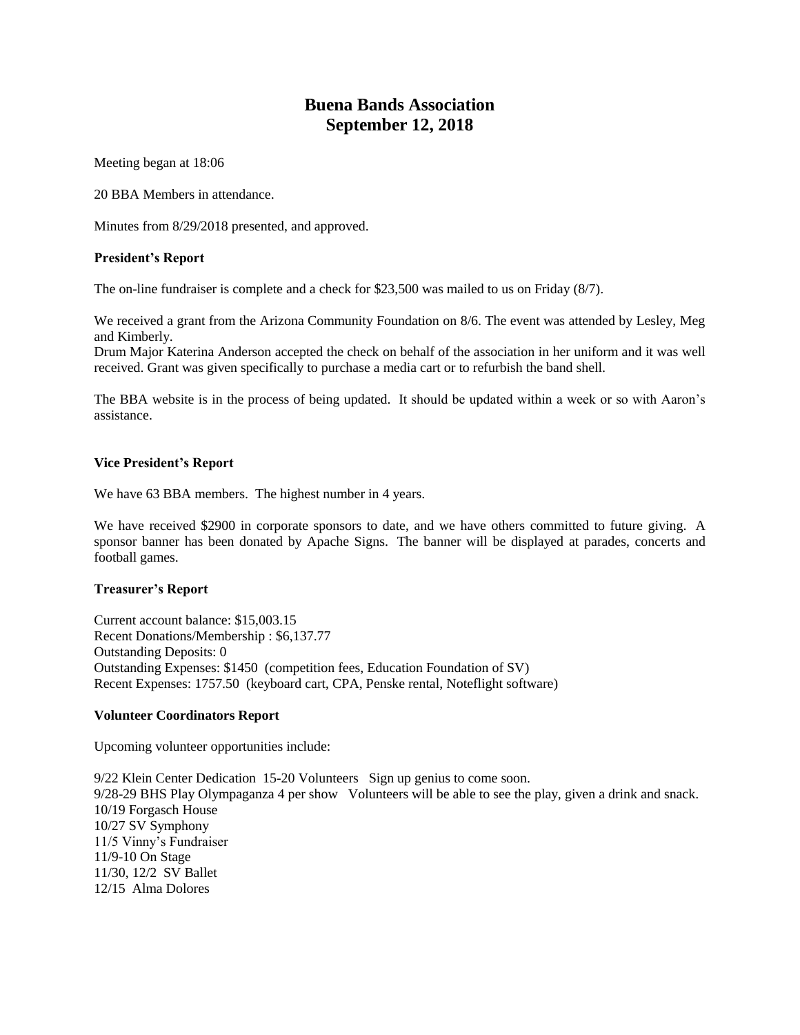# Buena Bands Association
# September 12, 2018

Meeting began at 18:06

20 BBA Members in attendance.

Minutes from 8/29/2018 presented, and approved.

**President's Report**

The on-line fundraiser is complete and a check for $23,500 was mailed to us on Friday (8/7).

We received a grant from the Arizona Community Foundation on 8/6. The event was attended by Lesley, Meg and Kimberly.
Drum Major Katerina Anderson accepted the check on behalf of the association in her uniform and it was well received. Grant was given specifically to purchase a media cart or to refurbish the band shell.

The BBA website is in the process of being updated. It should be updated within a week or so with Aaron's assistance.

**Vice President's Report**

We have 63 BBA members. The highest number in 4 years.

We have received $2900 in corporate sponsors to date, and we have others committed to future giving. A sponsor banner has been donated by Apache Signs. The banner will be displayed at parades, concerts and football games.

**Treasurer's Report**

Current account balance: $15,003.15
Recent Donations/Membership : $6,137.77
Outstanding Deposits: 0
Outstanding Expenses: $1450 (competition fees, Education Foundation of SV)
Recent Expenses: 1757.50 (keyboard cart, CPA, Penske rental, Noteflight software)

**Volunteer Coordinators Report**

Upcoming volunteer opportunities include:

9/22 Klein Center Dedication 15-20 Volunteers Sign up genius to come soon.
9/28-29 BHS Play Olympaganza 4 per show Volunteers will be able to see the play, given a drink and snack.
10/19 Forgasch House
10/27 SV Symphony
11/5 Vinny's Fundraiser
11/9-10 On Stage
11/30, 12/2 SV Ballet
12/15 Alma Dolores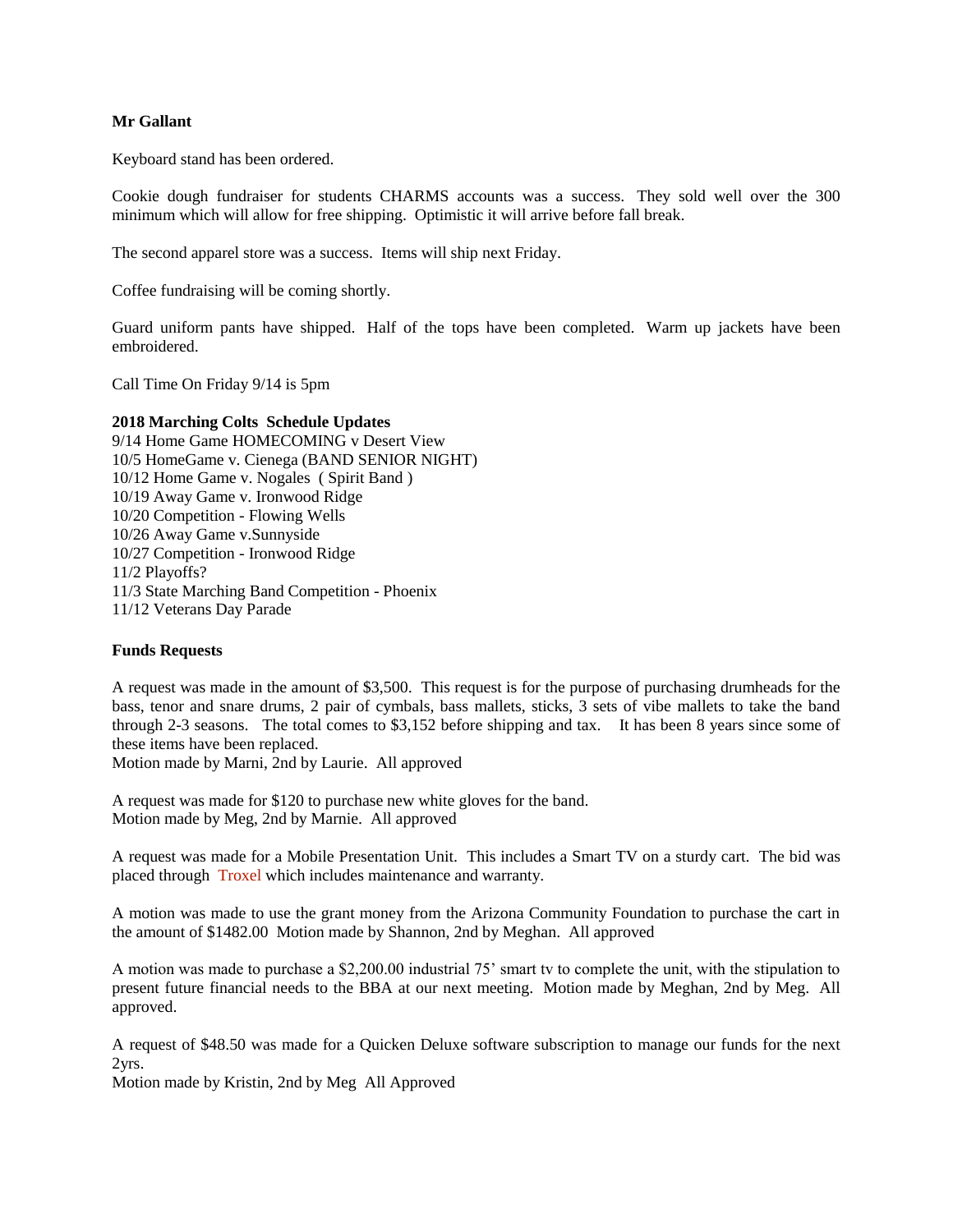**Mr Gallant**

Keyboard stand has been ordered.

Cookie dough fundraiser for students CHARMS accounts was a success. They sold well over the 300 minimum which will allow for free shipping. Optimistic it will arrive before fall break.

The second apparel store was a success. Items will ship next Friday.

Coffee fundraising will be coming shortly.

Guard uniform pants have shipped. Half of the tops have been completed. Warm up jackets have been embroidered.

Call Time On Friday 9/14 is 5pm

**2018 Marching Colts Schedule Updates**

9/14 Home Game HOMECOMING v Desert View
10/5 HomeGame v. Cienega (BAND SENIOR NIGHT)
10/12 Home Game v. Nogales ( Spirit Band )
10/19 Away Game v. Ironwood Ridge
10/20 Competition - Flowing Wells
10/26 Away Game v.Sunnyside
10/27 Competition - Ironwood Ridge
11/2 Playoffs?
11/3 State Marching Band Competition - Phoenix
11/12 Veterans Day Parade

**Funds Requests**

A request was made in the amount of $3,500. This request is for the purpose of purchasing drumheads for the bass, tenor and snare drums, 2 pair of cymbals, bass mallets, sticks, 3 sets of vibe mallets to take the band through 2-3 seasons. The total comes to $3,152 before shipping and tax. It has been 8 years since some of these items have been replaced.
Motion made by Marni, 2nd by Laurie. All approved

A request was made for $120 to purchase new white gloves for the band.
Motion made by Meg, 2nd by Marnie. All approved

A request was made for a Mobile Presentation Unit. This includes a Smart TV on a sturdy cart. The bid was placed through Troxel which includes maintenance and warranty.

A motion was made to use the grant money from the Arizona Community Foundation to purchase the cart in the amount of $1482.00 Motion made by Shannon, 2nd by Meghan. All approved

A motion was made to purchase a $2,200.00 industrial 75' smart tv to complete the unit, with the stipulation to present future financial needs to the BBA at our next meeting. Motion made by Meghan, 2nd by Meg. All approved.

A request of $48.50 was made for a Quicken Deluxe software subscription to manage our funds for the next 2yrs.
Motion made by Kristin, 2nd by Meg All Approved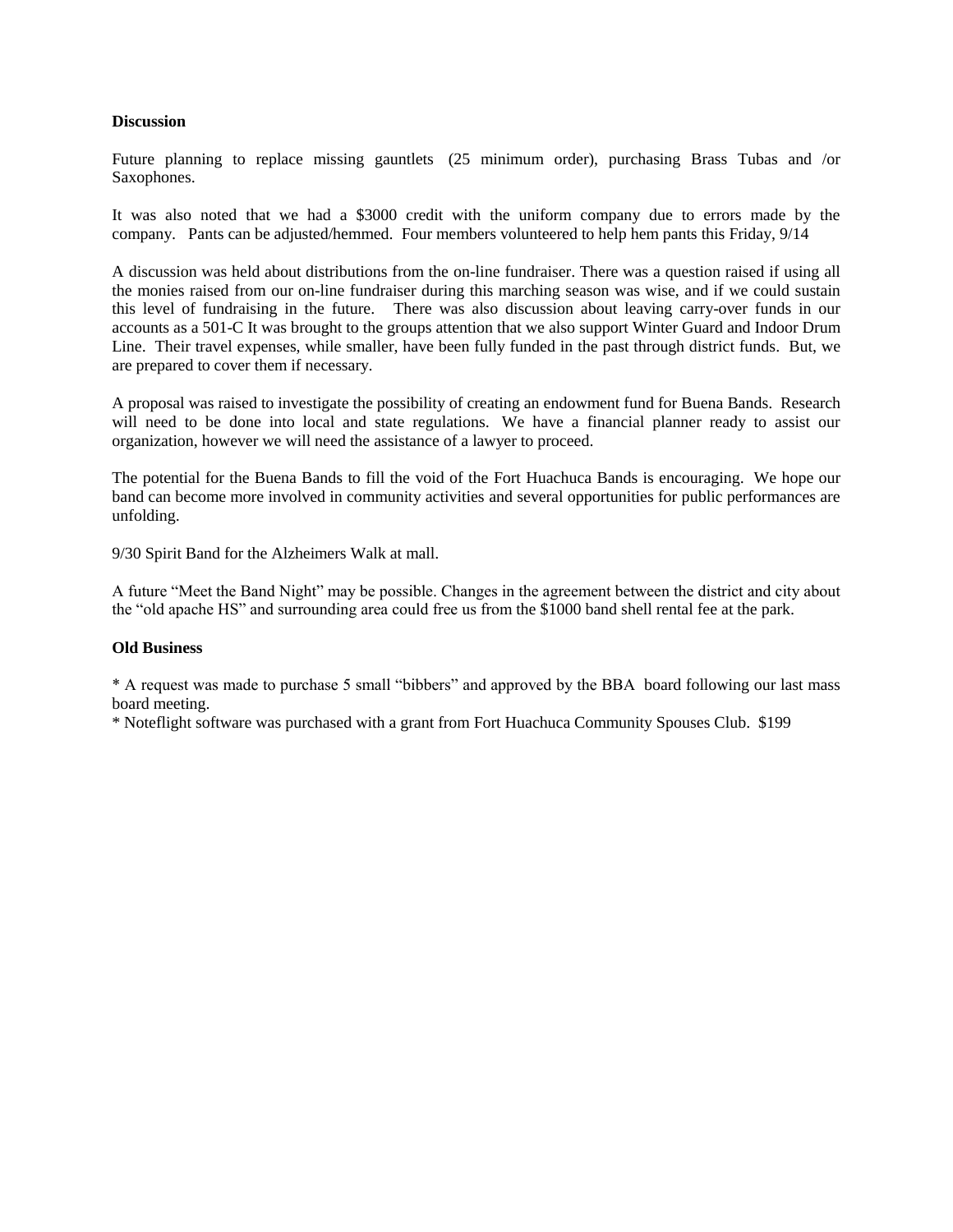**Discussion**

Future planning to replace missing gauntlets (25 minimum order), purchasing Brass Tubas and /or Saxophones.

It was also noted that we had a $3000 credit with the uniform company due to errors made by the company. Pants can be adjusted/hemmed. Four members volunteered to help hem pants this Friday, 9/14

A discussion was held about distributions from the on-line fundraiser. There was a question raised if using all the monies raised from our on-line fundraiser during this marching season was wise, and if we could sustain this level of fundraising in the future. There was also discussion about leaving carry-over funds in our accounts as a 501-C It was brought to the groups attention that we also support Winter Guard and Indoor Drum Line. Their travel expenses, while smaller, have been fully funded in the past through district funds. But, we are prepared to cover them if necessary.

A proposal was raised to investigate the possibility of creating an endowment fund for Buena Bands. Research will need to be done into local and state regulations. We have a financial planner ready to assist our organization, however we will need the assistance of a lawyer to proceed.

The potential for the Buena Bands to fill the void of the Fort Huachuca Bands is encouraging. We hope our band can become more involved in community activities and several opportunities for public performances are unfolding.

9/30 Spirit Band for the Alzheimers Walk at mall.

A future "Meet the Band Night" may be possible. Changes in the agreement between the district and city about the "old apache HS" and surrounding area could free us from the $1000 band shell rental fee at the park.

**Old Business**

* A request was made to purchase 5 small "bibbers" and approved by the BBA board following our last mass board meeting.
* Noteflight software was purchased with a grant from Fort Huachuca Community Spouses Club. $199